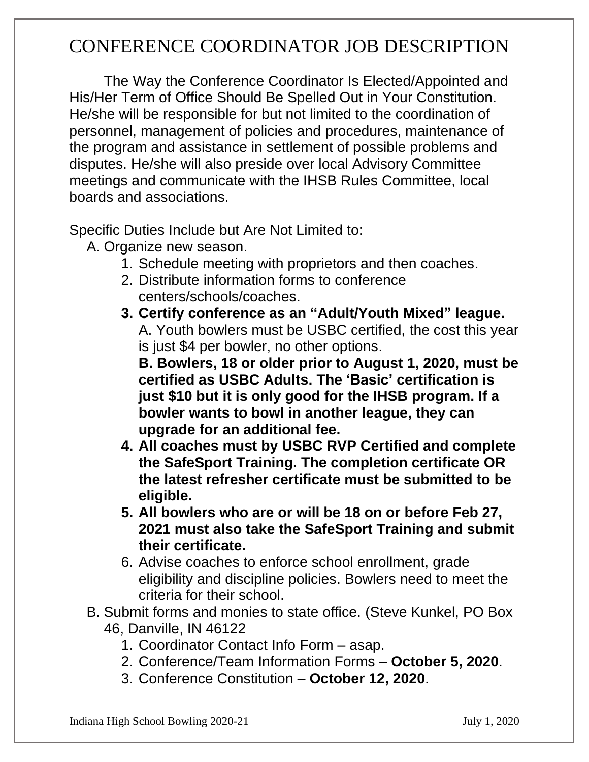# CONFERENCE COORDINATOR JOB DESCRIPTION

The Way the Conference Coordinator Is Elected/Appointed and His/Her Term of Office Should Be Spelled Out in Your Constitution. He/she will be responsible for but not limited to the coordination of personnel, management of policies and procedures, maintenance of the program and assistance in settlement of possible problems and disputes. He/she will also preside over local Advisory Committee meetings and communicate with the IHSB Rules Committee, local boards and associations.

Specific Duties Include but Are Not Limited to:

A. Organize new season.
   1. Schedule meeting with proprietors and then coaches.
   2. Distribute information forms to conference centers/schools/coaches.
   3. **Certify conference as an "Adult/Youth Mixed" league.**
      A. Youth bowlers must be USBC certified, the cost this year is just $4 per bowler, no other options.
      **B. Bowlers, 18 or older prior to August 1, 2020, must be certified as USBC Adults. The 'Basic' certification is just $10 but it is only good for the IHSB program. If a bowler wants to bowl in another league, they can upgrade for an additional fee.**
   4. **All coaches must by USBC RVP Certified and complete the SafeSport Training. The completion certificate OR the latest refresher certificate must be submitted to be eligible.**
   5. **All bowlers who are or will be 18 on or before Feb 27, 2021 must also take the SafeSport Training and submit their certificate.**
   6. Advise coaches to enforce school enrollment, grade eligibility and discipline policies. Bowlers need to meet the criteria for their school.

B. Submit forms and monies to state office. (Steve Kunkel, PO Box 46, Danville, IN 46122
   1. Coordinator Contact Info Form – asap.
   2. Conference/Team Information Forms – **October 5, 2020**.
   3. Conference Constitution – **October 12, 2020**.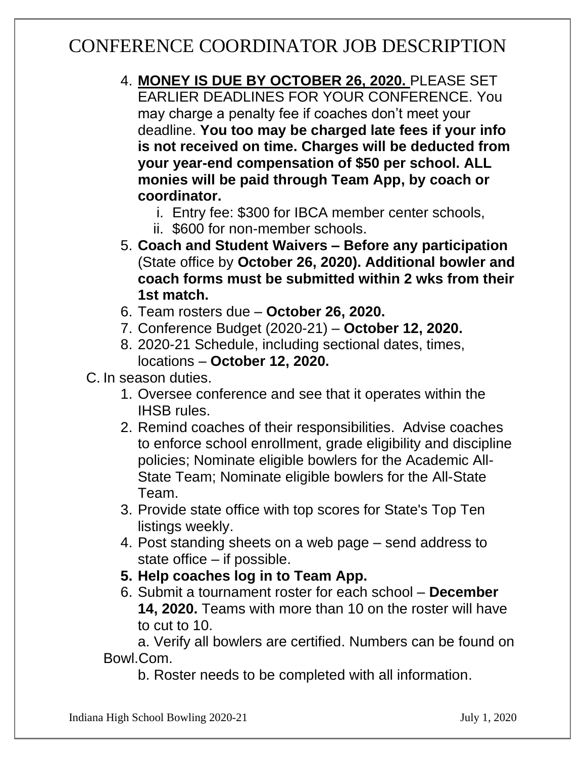# CONFERENCE COORDINATOR JOB DESCRIPTION

4. **MONEY IS DUE BY OCTOBER 26, 2020.** PLEASE SET EARLIER DEADLINES FOR YOUR CONFERENCE. You may charge a penalty fee if coaches don't meet your deadline. **You too may be charged late fees if your info is not received on time. Charges will be deducted from your year-end compensation of $50 per school. ALL monies will be paid through Team App, by coach or coordinator.**
   i. Entry fee: $300 for IBCA member center schools,
   ii. $600 for non-member schools.
5. **Coach and Student Waivers – Before any participation** (State office by **October 26, 2020). Additional bowler and coach forms must be submitted within 2 wks from their 1st match.**
6. Team rosters due – **October 26, 2020.**
7. Conference Budget (2020-21) – **October 12, 2020.**
8. 2020-21 Schedule, including sectional dates, times, locations – **October 12, 2020.**

C. In season duties.

1. Oversee conference and see that it operates within the IHSB rules.
2. Remind coaches of their responsibilities. Advise coaches to enforce school enrollment, grade eligibility and discipline policies; Nominate eligible bowlers for the Academic All-State Team; Nominate eligible bowlers for the All-State Team.
3. Provide state office with top scores for State's Top Ten listings weekly.
4. Post standing sheets on a web page – send address to state office – if possible.
5. **Help coaches log in to Team App.**
6. Submit a tournament roster for each school – **December 14, 2020.** Teams with more than 10 on the roster will have to cut to 10.
   a. Verify all bowlers are certified. Numbers can be found on Bowl.Com.
   b. Roster needs to be completed with all information.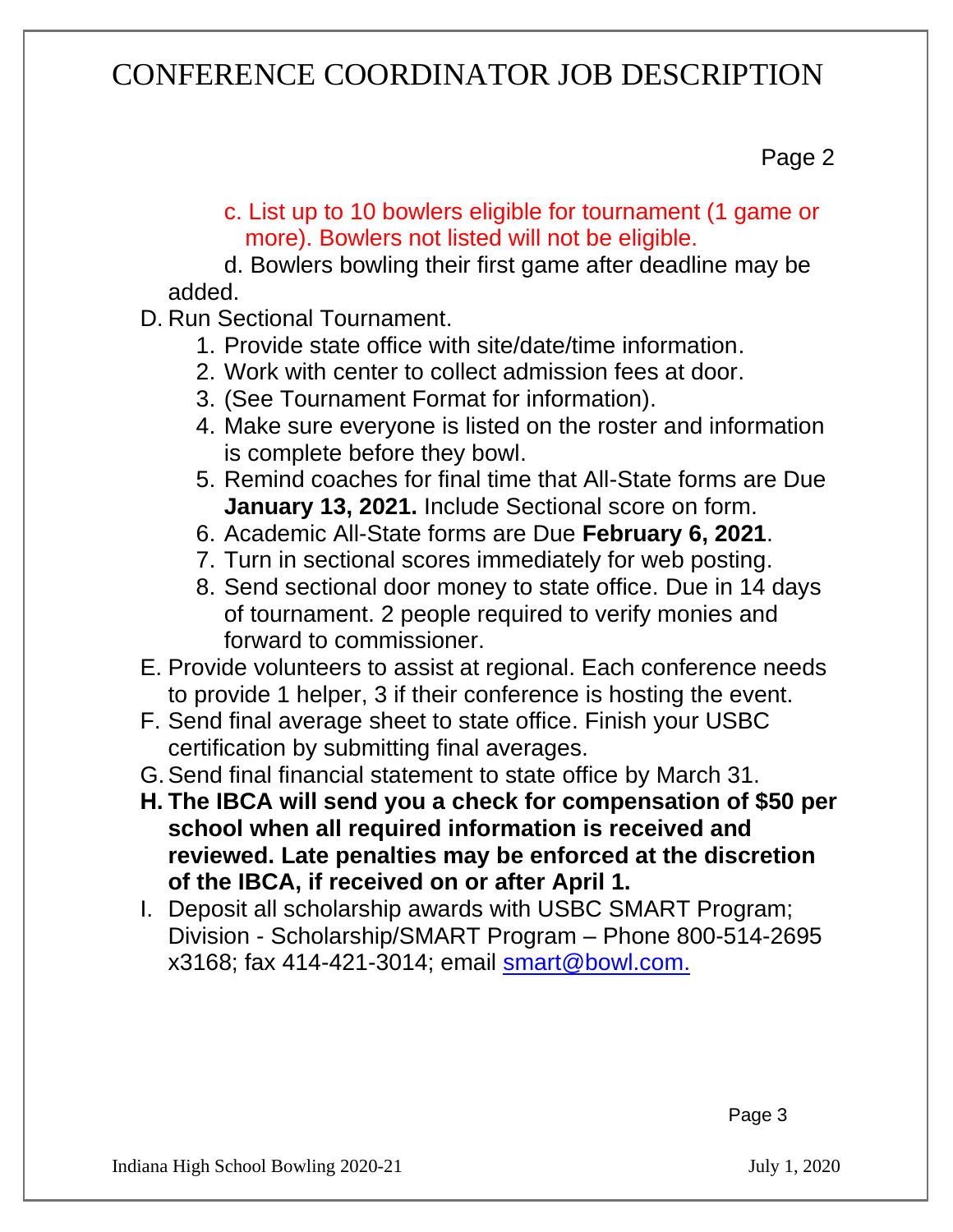# CONFERENCE COORDINATOR JOB DESCRIPTION

Page 2

c. List up to 10 bowlers eligible for tournament (1 game or more). Bowlers not listed will not be eligible.

d. Bowlers bowling their first game after deadline may be added.

D. Run Sectional Tournament.
   1. Provide state office with site/date/time information.
   2. Work with center to collect admission fees at door.
   3. (See Tournament Format for information).
   4. Make sure everyone is listed on the roster and information is complete before they bowl.
   5. Remind coaches for final time that All-State forms are Due **January 13, 2021.** Include Sectional score on form.
   6. Academic All-State forms are Due **February 6, 2021**.
   7. Turn in sectional scores immediately for web posting.
   8. Send sectional door money to state office. Due in 14 days of tournament. 2 people required to verify monies and forward to commissioner.

E. Provide volunteers to assist at regional. Each conference needs to provide 1 helper, 3 if their conference is hosting the event.

F. Send final average sheet to state office. Finish your USBC certification by submitting final averages.

G. Send final financial statement to state office by March 31.

**H. The IBCA will send you a check for compensation of $50 per school when all required information is received and reviewed. Late penalties may be enforced at the discretion of the IBCA, if received on or after April 1.**

I. Deposit all scholarship awards with USBC SMART Program; Division - Scholarship/SMART Program – Phone 800-514-2695 x3168; fax 414-421-3014; email smart@bowl.com.